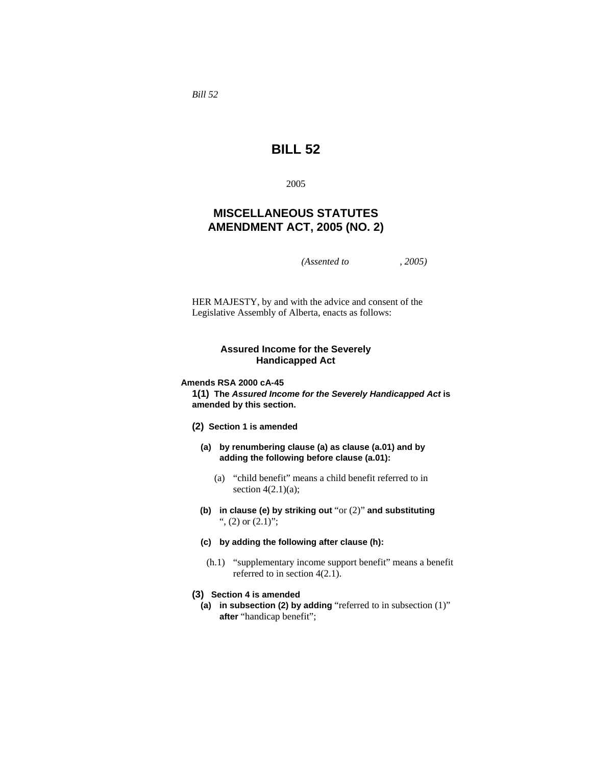*Bill 52*

# BILL 52

2005

## MISCELLANEOUS STATUTES AMENDMENT ACT, 2005 (NO. 2)

*(Assented to , 2005)*

HER MAJESTY, by and with the advice and consent of the Legislative Assembly of Alberta, enacts as follows:

### Assured Income for the Severely Handicapped Act

**Amends RSA 2000 cA-45**

**1(1) The *Assured Income for the Severely Handicapped Act* is amended by this section.**

**(2) Section 1 is amended**

**(a) by renumbering clause (a) as clause (a.01) and by adding the following before clause (a.01):**

(a) "child benefit" means a child benefit referred to in section 4(2.1)(a);

**(b) in clause (e) by striking out** "or (2)" **and substituting** ", (2) or (2.1)";

**(c) by adding the following after clause (h):**

(h.1) "supplementary income support benefit" means a benefit referred to in section 4(2.1).

**(3) Section 4 is amended**

**(a) in subsection (2) by adding** "referred to in subsection (1)" **after** "handicap benefit";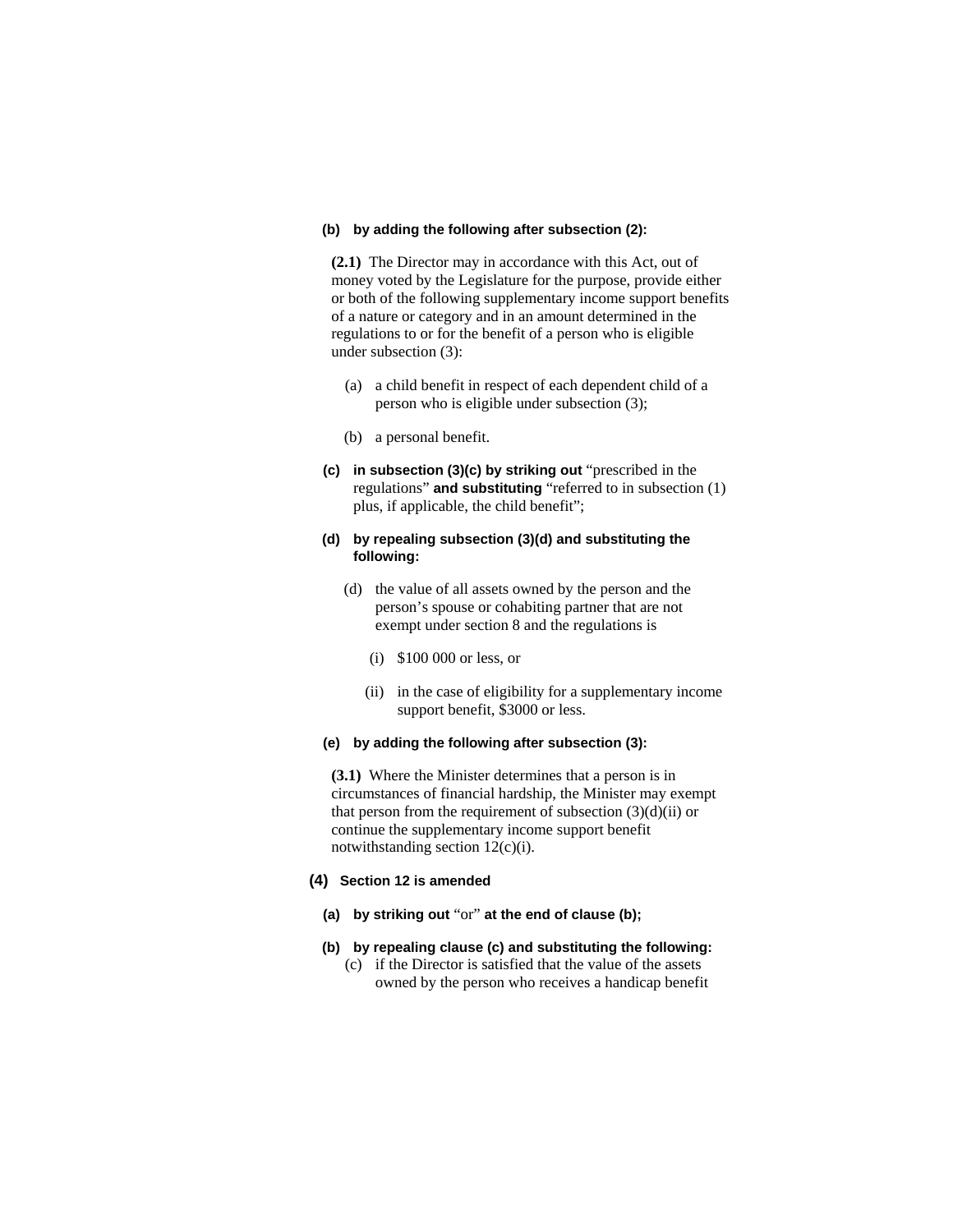**(b) by adding the following after subsection (2):**

**(2.1)** The Director may in accordance with this Act, out of money voted by the Legislature for the purpose, provide either or both of the following supplementary income support benefits of a nature or category and in an amount determined in the regulations to or for the benefit of a person who is eligible under subsection (3):

(a) a child benefit in respect of each dependent child of a person who is eligible under subsection (3);

(b) a personal benefit.

**(c) in subsection (3)(c) by striking out** "prescribed in the regulations" **and substituting** "referred to in subsection (1) plus, if applicable, the child benefit";

**(d) by repealing subsection (3)(d) and substituting the following:**

(d) the value of all assets owned by the person and the person's spouse or cohabiting partner that are not exempt under section 8 and the regulations is

(i) $100 000 or less, or

(ii) in the case of eligibility for a supplementary income support benefit, $3000 or less.

**(e) by adding the following after subsection (3):**

**(3.1)** Where the Minister determines that a person is in circumstances of financial hardship, the Minister may exempt that person from the requirement of subsection (3)(d)(ii) or continue the supplementary income support benefit notwithstanding section 12(c)(i).

**(4) Section 12 is amended**

**(a) by striking out** "or" **at the end of clause (b);**

**(b) by repealing clause (c) and substituting the following:**

(c) if the Director is satisfied that the value of the assets owned by the person who receives a handicap benefit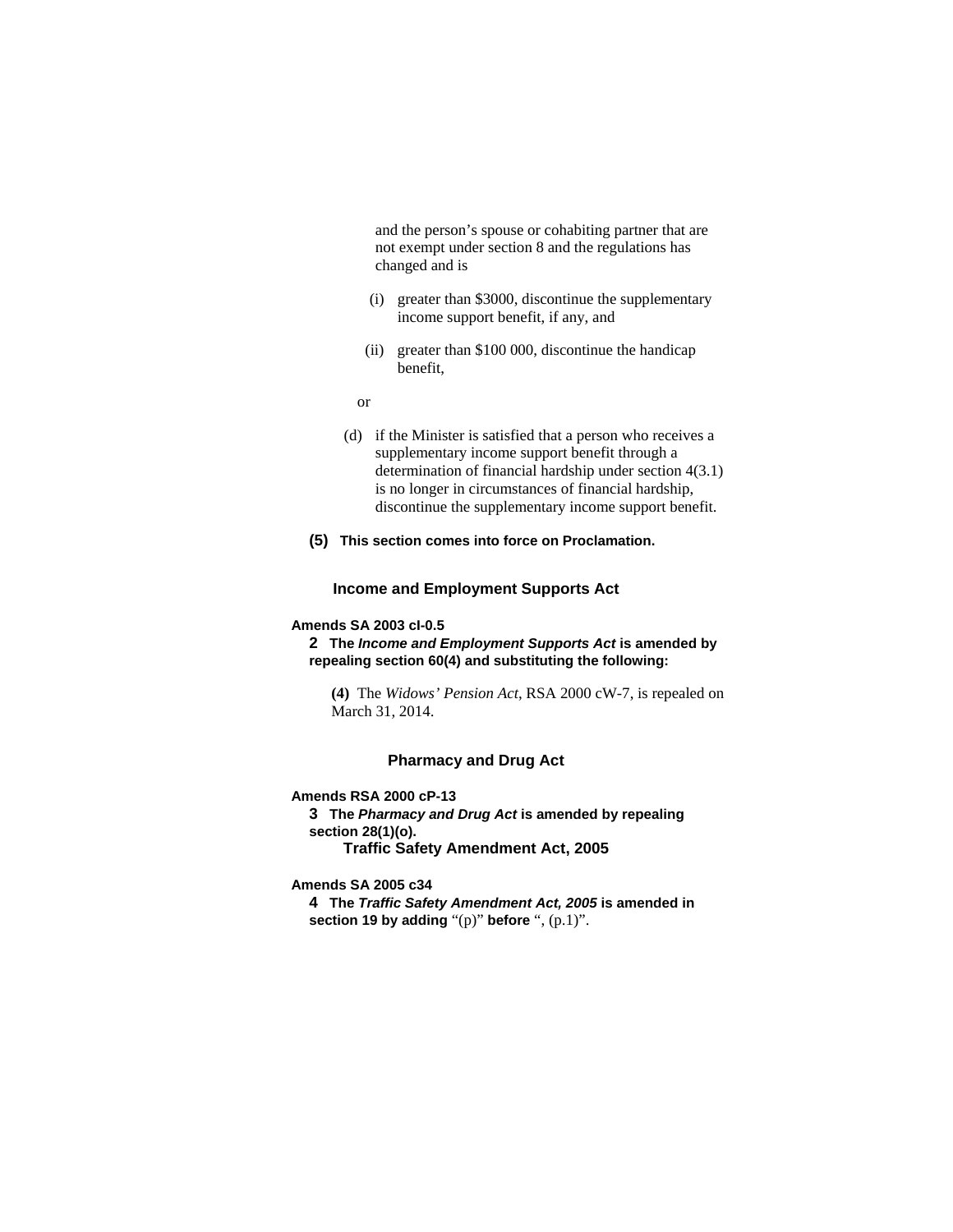and the person’s spouse or cohabiting partner that are not exempt under section 8 and the regulations has changed and is

(i) greater than $3000, discontinue the supplementary income support benefit, if any, and

(ii) greater than $100 000, discontinue the handicap benefit,

or

(d) if the Minister is satisfied that a person who receives a supplementary income support benefit through a determination of financial hardship under section 4(3.1) is no longer in circumstances of financial hardship, discontinue the supplementary income support benefit.

**(5)** **This section comes into force on Proclamation.**

### Income and Employment Supports Act

**Amends SA 2003 cI-0.5**

**2** **The *Income and Employment Supports Act* is amended by repealing section 60(4) and substituting the following:**

**(4)** The *Widows’ Pension Act*, RSA 2000 cW-7, is repealed on March 31, 2014.

### Pharmacy and Drug Act

**Amends RSA 2000 cP-13**

**3** **The *Pharmacy and Drug Act* is amended by repealing section 28(1)(o).**

### Traffic Safety Amendment Act, 2005

**Amends SA 2005 c34**

**4** **The *Traffic Safety Amendment Act, 2005* is amended in section 19 by adding** “(p)” **before** “, (p.1)”.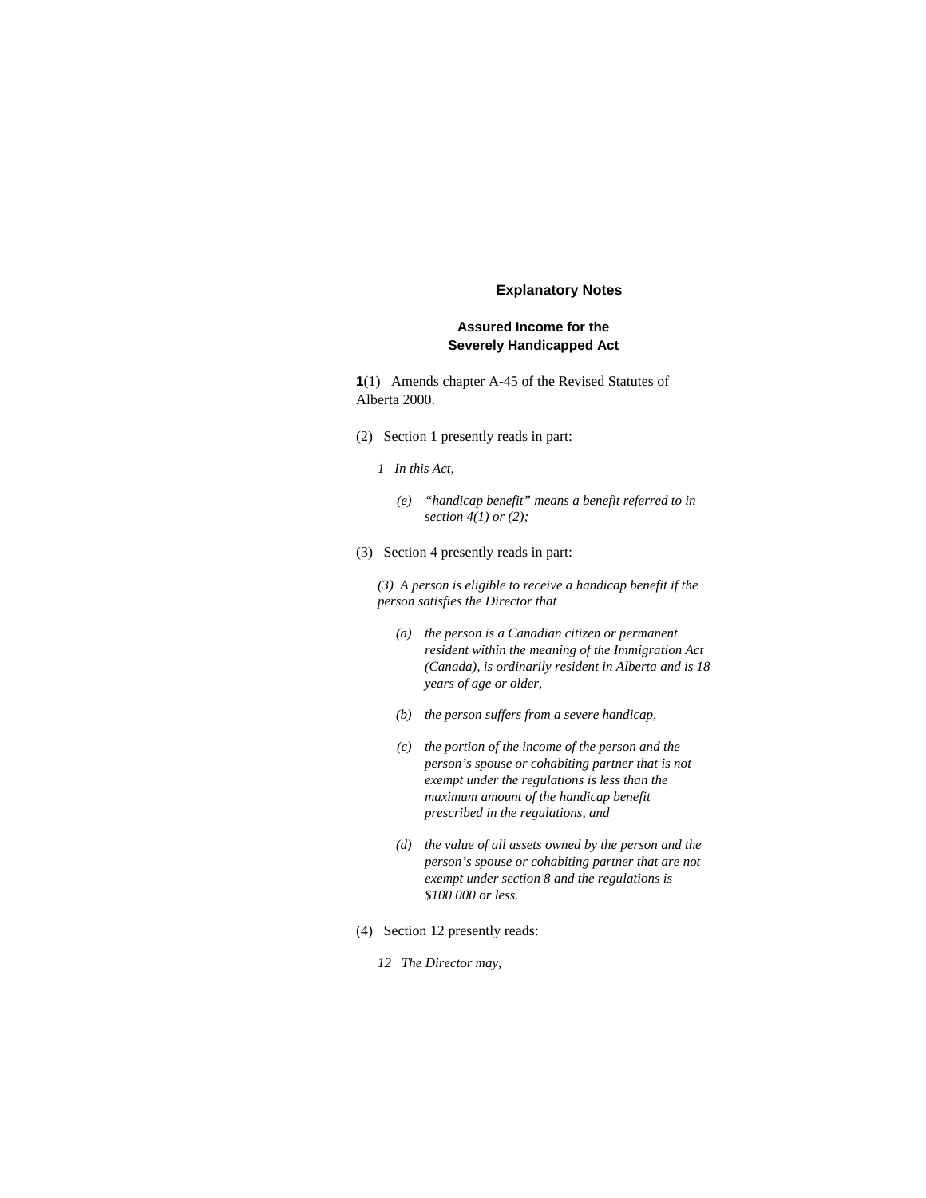## Explanatory Notes

### Assured Income for the Severely Handicapped Act

**1**(1) Amends chapter A-45 of the Revised Statutes of Alberta 2000.

(2) Section 1 presently reads in part:

> *1 In this Act,*
>
> *(e) "handicap benefit" means a benefit referred to in section 4(1) or (2);*

(3) Section 4 presently reads in part:

> *(3) A person is eligible to receive a handicap benefit if the person satisfies the Director that*
>
> *(a) the person is a Canadian citizen or permanent resident within the meaning of the Immigration Act (Canada), is ordinarily resident in Alberta and is 18 years of age or older,*
>
> *(b) the person suffers from a severe handicap,*
>
> *(c) the portion of the income of the person and the person's spouse or cohabiting partner that is not exempt under the regulations is less than the maximum amount of the handicap benefit prescribed in the regulations, and*
>
> *(d) the value of all assets owned by the person and the person's spouse or cohabiting partner that are not exempt under section 8 and the regulations is $100 000 or less.*

(4) Section 12 presently reads:

> *12 The Director may,*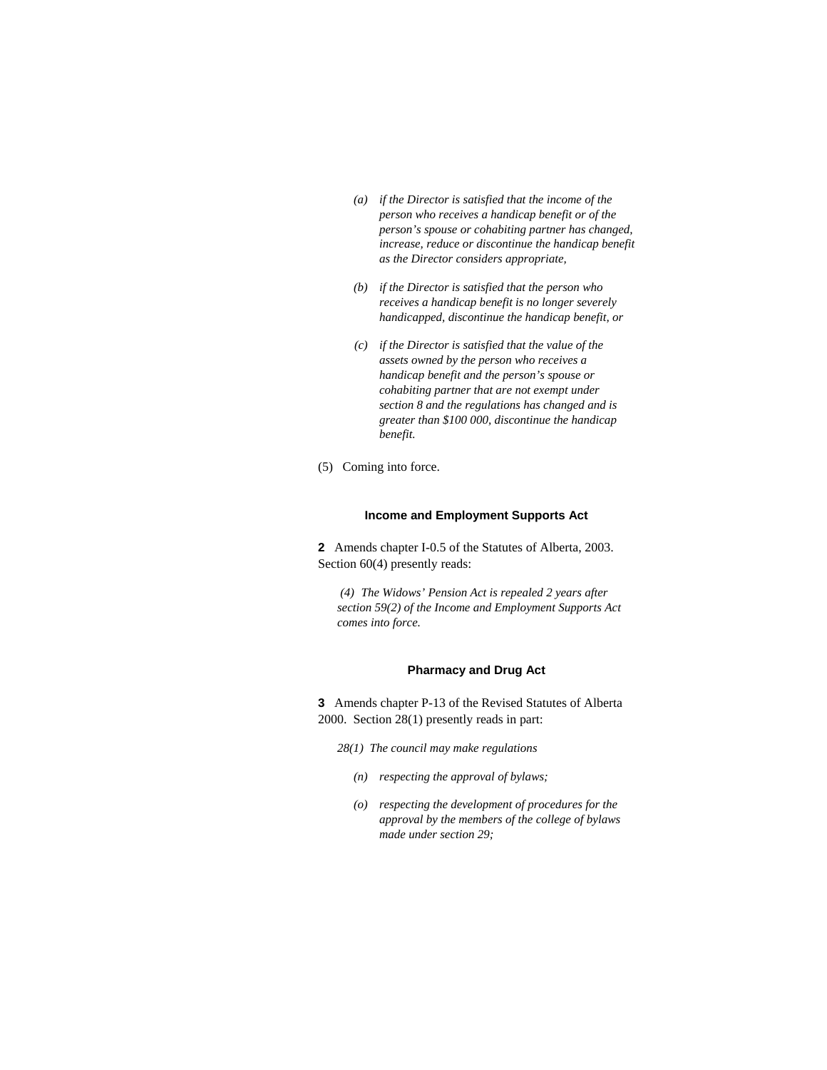*(a) if the Director is satisfied that the income of the person who receives a handicap benefit or of the person's spouse or cohabiting partner has changed, increase, reduce or discontinue the handicap benefit as the Director considers appropriate,*

*(b) if the Director is satisfied that the person who receives a handicap benefit is no longer severely handicapped, discontinue the handicap benefit, or*

*(c) if the Director is satisfied that the value of the assets owned by the person who receives a handicap benefit and the person's spouse or cohabiting partner that are not exempt under section 8 and the regulations has changed and is greater than $100 000, discontinue the handicap benefit.*

(5) Coming into force.

### Income and Employment Supports Act

**2** Amends chapter I-0.5 of the Statutes of Alberta, 2003. Section 60(4) presently reads:

*(4) The Widows' Pension Act is repealed 2 years after section 59(2) of the Income and Employment Supports Act comes into force.*

### Pharmacy and Drug Act

**3** Amends chapter P-13 of the Revised Statutes of Alberta 2000. Section 28(1) presently reads in part:

*28(1) The council may make regulations*

*(n) respecting the approval of bylaws;*

*(o) respecting the development of procedures for the approval by the members of the college of bylaws made under section 29;*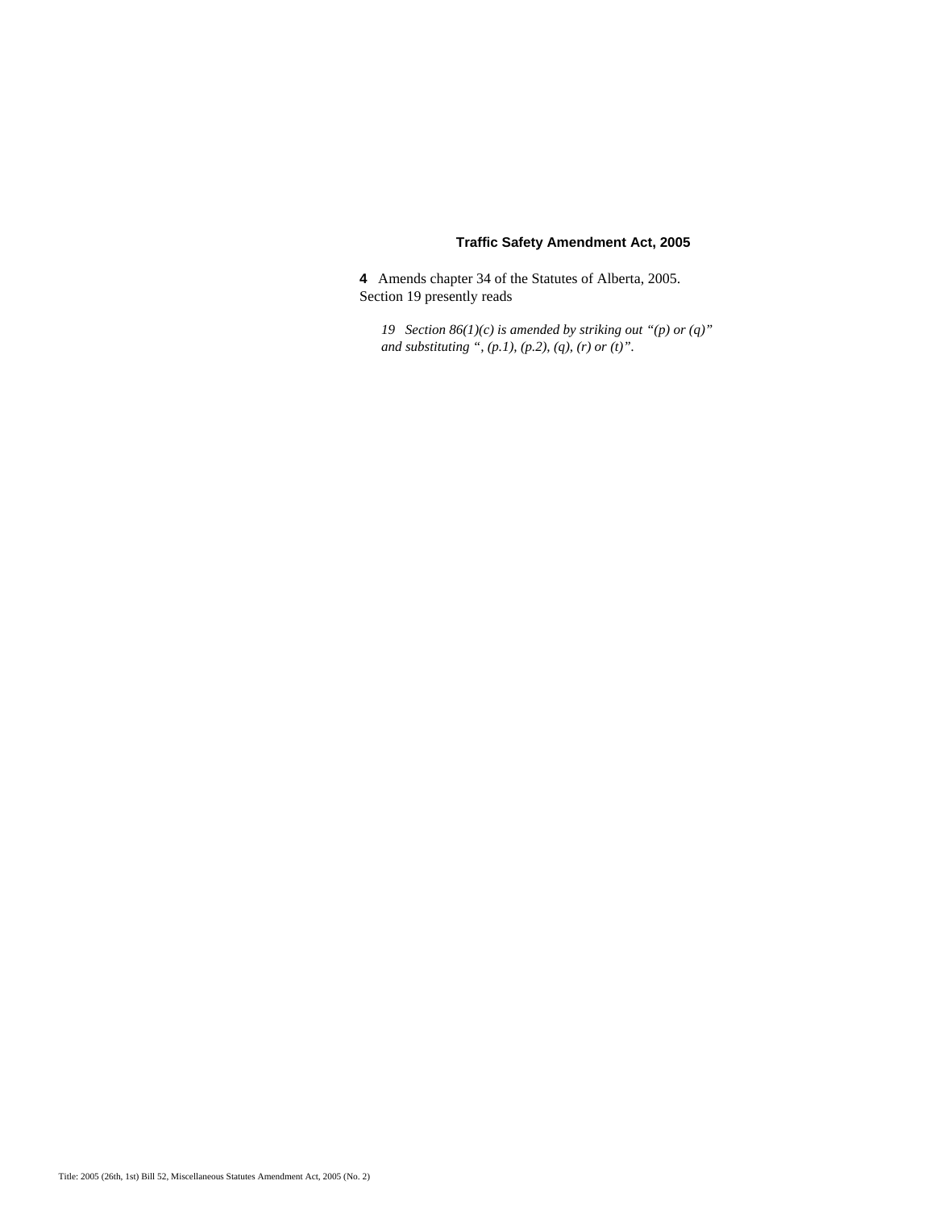**Traffic Safety Amendment Act, 2005**

**4** Amends chapter 34 of the Statutes of Alberta, 2005. Section 19 presently reads

*19 Section 86(1)(c) is amended by striking out "(p) or (q)" and substituting ", (p.1), (p.2), (q), (r) or (t)".*